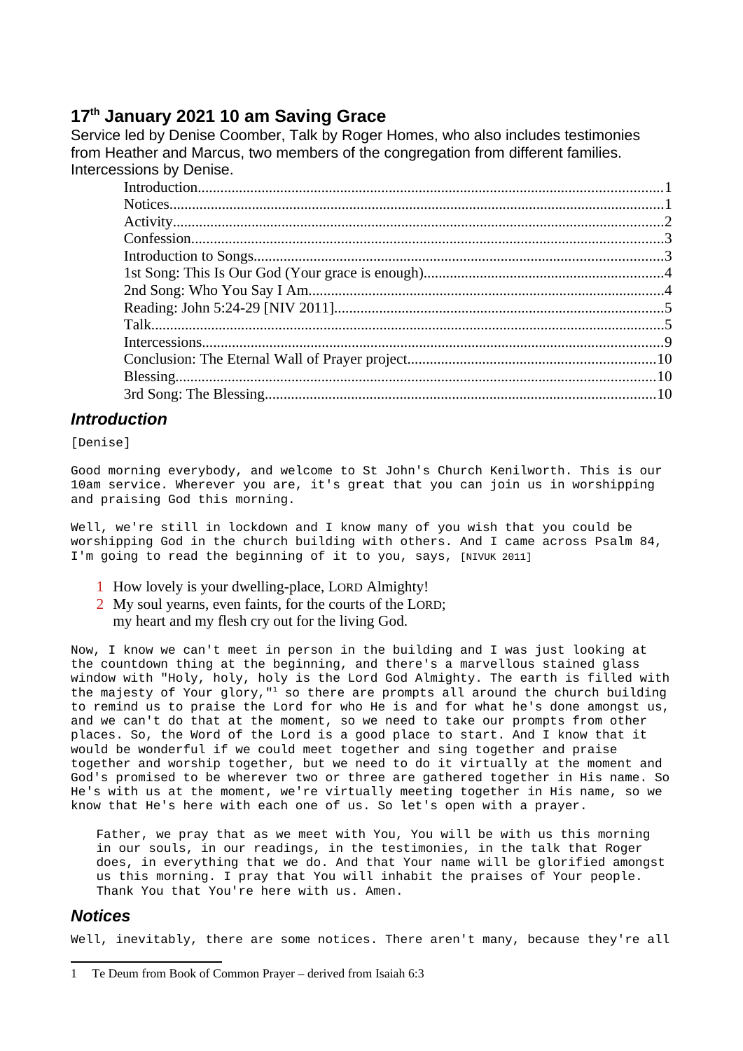## 17th January 2021 10 am Saving Grace

Service led by Denise Coomber, Talk by Roger Homes, who also includes testimonies from Heather and Marcus, two members of the congregation from different families. Intercessions by Denise.

- Introduction....1
- Notices....1
- Activity....2
- Confession....3
- Introduction to Songs....3
- 1st Song: This Is Our God (Your grace is enough)....4
- 2nd Song: Who You Say I Am....4
- Reading: John 5:24-29 [NIV 2011]....5
- Talk....5
- Intercessions....9
- Conclusion: The Eternal Wall of Prayer project....10
- Blessing....10
- 3rd Song: The Blessing....10

### *Introduction*

[Denise]

Good morning everybody, and welcome to St John's Church Kenilworth. This is our 10am service. Wherever you are, it's great that you can join us in worshipping and praising God this morning.

Well, we're still in lockdown and I know many of you wish that you could be worshipping God in the church building with others. And I came across Psalm 84, I'm going to read the beginning of it to you, says, [NIVUK 2011]

1 How lovely is your dwelling-place, LORD Almighty!
2 My soul yearns, even faints, for the courts of the LORD;
my heart and my flesh cry out for the living God.

Now, I know we can't meet in person in the building and I was just looking at the countdown thing at the beginning, and there's a marvellous stained glass window with "Holy, holy, holy is the Lord God Almighty. The earth is filled with the majesty of Your glory,"[1] so there are prompts all around the church building to remind us to praise the Lord for who He is and for what he's done amongst us, and we can't do that at the moment, so we need to take our prompts from other places. So, the Word of the Lord is a good place to start. And I know that it would be wonderful if we could meet together and sing together and praise together and worship together, but we need to do it virtually at the moment and God's promised to be wherever two or three are gathered together in His name. So He's with us at the moment, we're virtually meeting together in His name, so we know that He's here with each one of us. So let's open with a prayer.

> Father, we pray that as we meet with You, You will be with us this morning in our souls, in our readings, in the testimonies, in the talk that Roger does, in everything that we do. And that Your name will be glorified amongst us this morning. I pray that You will inhabit the praises of Your people. Thank You that You're here with us. Amen.

### *Notices*

Well, inevitably, there are some notices. There aren't many, because they're all

---

1 Te Deum from Book of Common Prayer – derived from Isaiah 6:3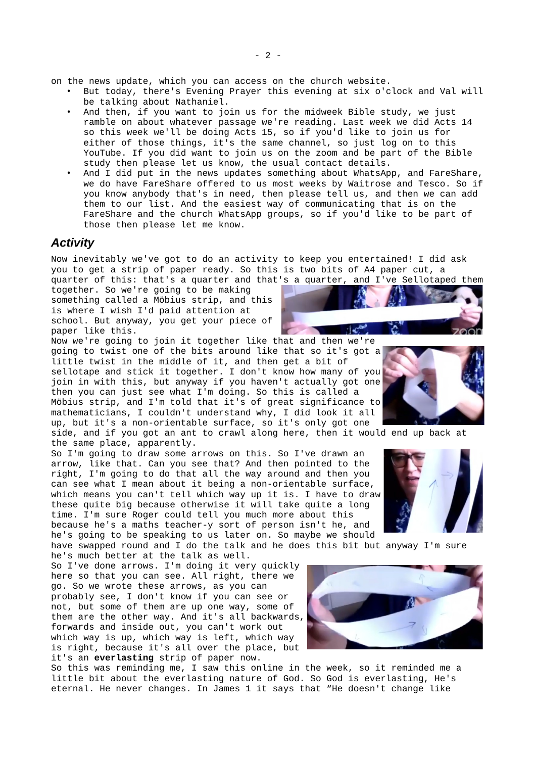on the news update, which you can access on the church website.

- But today, there's Evening Prayer this evening at six o'clock and Val will be talking about Nathaniel.
- And then, if you want to join us for the midweek Bible study, we just ramble on about whatever passage we're reading. Last week we did Acts 14 so this week we'll be doing Acts 15, so if you'd like to join us for either of those things, it's the same channel, so just log on to this YouTube. If you did want to join us on the zoom and be part of the Bible study then please let us know, the usual contact details.
- And I did put in the news updates something about WhatsApp, and FareShare, we do have FareShare offered to us most weeks by Waitrose and Tesco. So if you know anybody that's in need, then please tell us, and then we can add them to our list. And the easiest way of communicating that is on the FareShare and the church WhatsApp groups, so if you'd like to be part of those then please let me know.

## *Activity*

Now inevitably we've got to do an activity to keep you entertained! I did ask you to get a strip of paper ready. So this is two bits of A4 paper cut, a quarter of this: that's a quarter and that's a quarter, and I've Sellotaped them together. So we're going to be making something called a Möbius strip, and this is where I wish I'd paid attention at school. But anyway, you get your piece of paper like this.

Now we're going to join it together like that and then we're going to twist one of the bits around like that so it's got a little twist in the middle of it, and then get a bit of sellotape and stick it together. I don't know how many of you join in with this, but anyway if you haven't actually got one then you can just see what I'm doing. So this is called a Möbius strip, and I'm told that it's of great significance to mathematicians, I couldn't understand why, I did look it all up, but it's a non-orientable surface, so it's only got one side, and if you got an ant to crawl along here, then it would end up back at the same place, apparently.

So I'm going to draw some arrows on this. So I've drawn an arrow, like that. Can you see that? And then pointed to the right, I'm going to do that all the way around and then you can see what I mean about it being a non-orientable surface, which means you can't tell which way up it is. I have to draw these quite big because otherwise it will take quite a long time. I'm sure Roger could tell you much more about this because he's a maths teacher-y sort of person isn't he, and he's going to be speaking to us later on. So maybe we should have swapped round and I do the talk and he does this bit but anyway I'm sure he's much better at the talk as well.

So I've done arrows. I'm doing it very quickly here so that you can see. All right, there we go. So we wrote these arrows, as you can probably see, I don't know if you can see or not, but some of them are up one way, some of them are the other way. And it's all backwards, forwards and inside out, you can't work out which way is up, which way is left, which way is right, because it's all over the place, but it's an **everlasting** strip of paper now.

So this was reminding me, I saw this online in the week, so it reminded me a little bit about the everlasting nature of God. So God is everlasting, He's eternal. He never changes. In James 1 it says that "He doesn't change like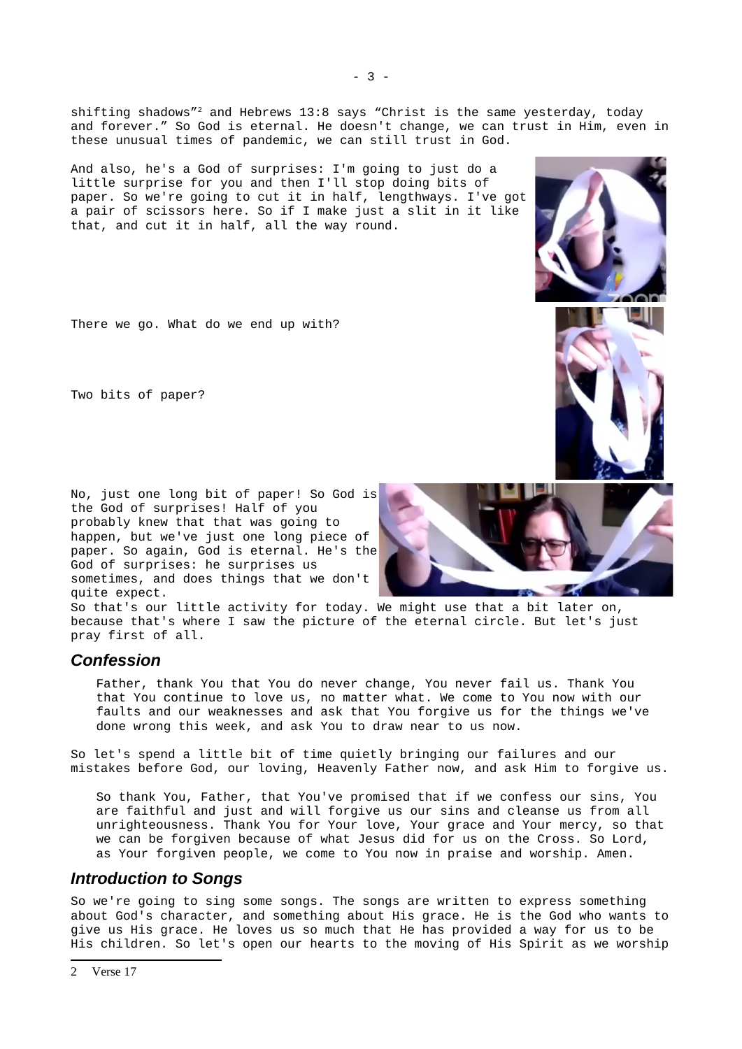shifting shadows"[2] and Hebrews 13:8 says "Christ is the same yesterday, today and forever." So God is eternal. He doesn't change, we can trust in Him, even in these unusual times of pandemic, we can still trust in God.

And also, he's a God of surprises: I'm going to just do a little surprise for you and then I'll stop doing bits of paper. So we're going to cut it in half, lengthways. I've got a pair of scissors here. So if I make just a slit in it like that, and cut it in half, all the way round.

There we go. What do we end up with?

Two bits of paper?

No, just one long bit of paper! So God is the God of surprises! Half of you probably knew that that was going to happen, but we've just one long piece of paper. So again, God is eternal. He's the God of surprises: he surprises us sometimes, and does things that we don't quite expect.

So that's our little activity for today. We might use that a bit later on, because that's where I saw the picture of the eternal circle. But let's just pray first of all.

## *Confession*

> Father, thank You that You do never change, You never fail us. Thank You that You continue to love us, no matter what. We come to You now with our faults and our weaknesses and ask that You forgive us for the things we've done wrong this week, and ask You to draw near to us now.

So let's spend a little bit of time quietly bringing our failures and our mistakes before God, our loving, Heavenly Father now, and ask Him to forgive us.

> So thank You, Father, that You've promised that if we confess our sins, You are faithful and just and will forgive us our sins and cleanse us from all unrighteousness. Thank You for Your love, Your grace and Your mercy, so that we can be forgiven because of what Jesus did for us on the Cross. So Lord, as Your forgiven people, we come to You now in praise and worship. Amen.

## *Introduction to Songs*

So we're going to sing some songs. The songs are written to express something about God's character, and something about His grace. He is the God who wants to give us His grace. He loves us so much that He has provided a way for us to be His children. So let's open our hearts to the moving of His Spirit as we worship

---

2 Verse 17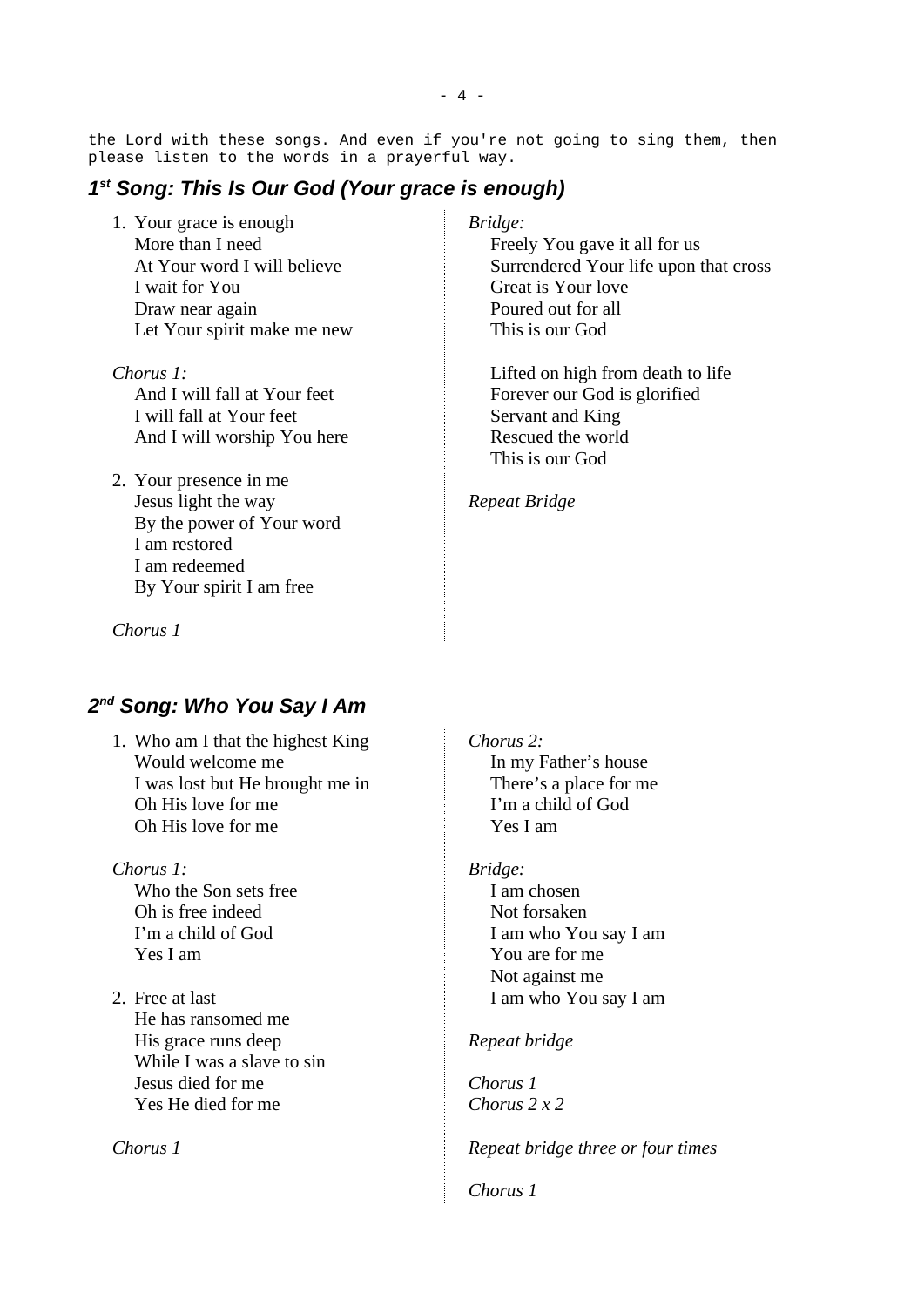the Lord with these songs. And even if you're not going to sing them, then please listen to the words in a prayerful way.

### *1st Song: This Is Our God (Your grace is enough)*

1. Your grace is enough
   More than I need
   At Your word I will believe
   I wait for You
   Draw near again
   Let Your spirit make me new

*Chorus 1:*
And I will fall at Your feet
I will fall at Your feet
And I will worship You here

2. Your presence in me
   Jesus light the way
   By the power of Your word
   I am restored
   I am redeemed
   By Your spirit I am free

*Chorus 1*

*Bridge:*
Freely You gave it all for us
Surrendered Your life upon that cross
Great is Your love
Poured out for all
This is our God

Lifted on high from death to life
Forever our God is glorified
Servant and King
Rescued the world
This is our God

*Repeat Bridge*

### *2nd Song: Who You Say I Am*

1. Who am I that the highest King
   Would welcome me
   I was lost but He brought me in
   Oh His love for me
   Oh His love for me

*Chorus 1:*
Who the Son sets free
Oh is free indeed
I'm a child of God
Yes I am

2. Free at last
   He has ransomed me
   His grace runs deep
   While I was a slave to sin
   Jesus died for me
   Yes He died for me

*Chorus 1*

*Chorus 2:*
In my Father's house
There's a place for me
I'm a child of God
Yes I am

*Bridge:*
I am chosen
Not forsaken
I am who You say I am
You are for me
Not against me
I am who You say I am

*Repeat bridge*

*Chorus 1*
*Chorus 2 x 2*

*Repeat bridge three or four times*

*Chorus 1*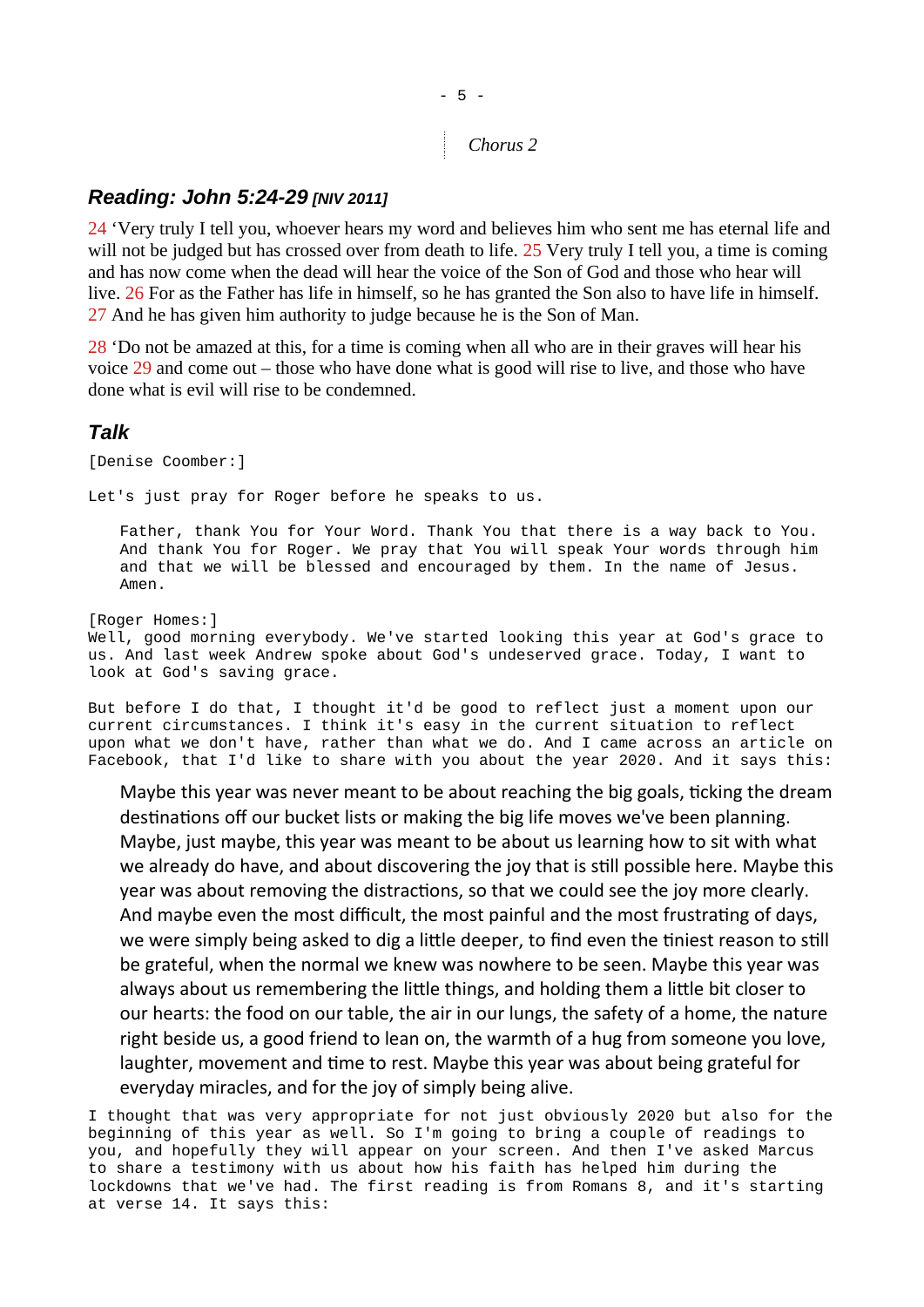*Chorus 2*

## *Reading: John 5:24-29 [NIV 2011]*

24 'Very truly I tell you, whoever hears my word and believes him who sent me has eternal life and will not be judged but has crossed over from death to life. 25 Very truly I tell you, a time is coming and has now come when the dead will hear the voice of the Son of God and those who hear will live. 26 For as the Father has life in himself, so he has granted the Son also to have life in himself. 27 And he has given him authority to judge because he is the Son of Man.

28 'Do not be amazed at this, for a time is coming when all who are in their graves will hear his voice 29 and come out – those who have done what is good will rise to live, and those who have done what is evil will rise to be condemned.

## *Talk*

[Denise Coomber:]

Let's just pray for Roger before he speaks to us.

> Father, thank You for Your Word. Thank You that there is a way back to You. And thank You for Roger. We pray that You will speak Your words through him and that we will be blessed and encouraged by them. In the name of Jesus. Amen.

[Roger Homes:]
Well, good morning everybody. We've started looking this year at God's grace to us. And last week Andrew spoke about God's undeserved grace. Today, I want to look at God's saving grace.

But before I do that, I thought it'd be good to reflect just a moment upon our current circumstances. I think it's easy in the current situation to reflect upon what we don't have, rather than what we do. And I came across an article on Facebook, that I'd like to share with you about the year 2020. And it says this:

> Maybe this year was never meant to be about reaching the big goals, ticking the dream destinations off our bucket lists or making the big life moves we've been planning. Maybe, just maybe, this year was meant to be about us learning how to sit with what we already do have, and about discovering the joy that is still possible here. Maybe this year was about removing the distractions, so that we could see the joy more clearly. And maybe even the most difficult, the most painful and the most frustrating of days, we were simply being asked to dig a little deeper, to find even the tiniest reason to still be grateful, when the normal we knew was nowhere to be seen. Maybe this year was always about us remembering the little things, and holding them a little bit closer to our hearts: the food on our table, the air in our lungs, the safety of a home, the nature right beside us, a good friend to lean on, the warmth of a hug from someone you love, laughter, movement and time to rest. Maybe this year was about being grateful for everyday miracles, and for the joy of simply being alive.

I thought that was very appropriate for not just obviously 2020 but also for the beginning of this year as well. So I'm going to bring a couple of readings to you, and hopefully they will appear on your screen. And then I've asked Marcus to share a testimony with us about how his faith has helped him during the lockdowns that we've had. The first reading is from Romans 8, and it's starting at verse 14. It says this: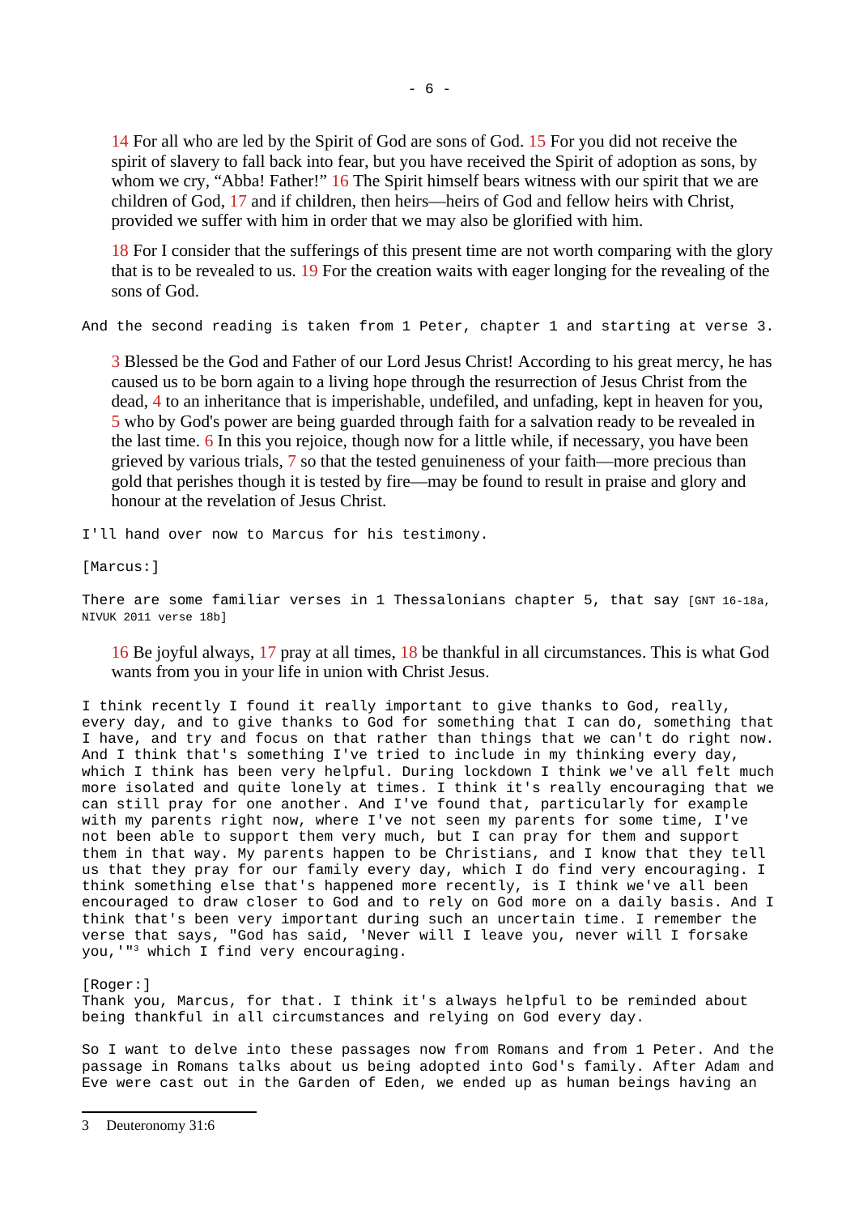> 14 For all who are led by the Spirit of God are sons of God. 15 For you did not receive the spirit of slavery to fall back into fear, but you have received the Spirit of adoption as sons, by whom we cry, “Abba! Father!” 16 The Spirit himself bears witness with our spirit that we are children of God, 17 and if children, then heirs—heirs of God and fellow heirs with Christ, provided we suffer with him in order that we may also be glorified with him.
>
> 18 For I consider that the sufferings of this present time are not worth comparing with the glory that is to be revealed to us. 19 For the creation waits with eager longing for the revealing of the sons of God.

And the second reading is taken from 1 Peter, chapter 1 and starting at verse 3.

> 3 Blessed be the God and Father of our Lord Jesus Christ! According to his great mercy, he has caused us to be born again to a living hope through the resurrection of Jesus Christ from the dead, 4 to an inheritance that is imperishable, undefiled, and unfading, kept in heaven for you, 5 who by God's power are being guarded through faith for a salvation ready to be revealed in the last time. 6 In this you rejoice, though now for a little while, if necessary, you have been grieved by various trials, 7 so that the tested genuineness of your faith—more precious than gold that perishes though it is tested by fire—may be found to result in praise and glory and honour at the revelation of Jesus Christ.

I'll hand over now to Marcus for his testimony.

[Marcus:]

There are some familiar verses in 1 Thessalonians chapter 5, that say [GNT 16-18a, NIVUK 2011 verse 18b]

> 16 Be joyful always, 17 pray at all times, 18 be thankful in all circumstances. This is what God wants from you in your life in union with Christ Jesus.

I think recently I found it really important to give thanks to God, really, every day, and to give thanks to God for something that I can do, something that I have, and try and focus on that rather than things that we can't do right now. And I think that's something I've tried to include in my thinking every day, which I think has been very helpful. During lockdown I think we've all felt much more isolated and quite lonely at times. I think it's really encouraging that we can still pray for one another. And I've found that, particularly for example with my parents right now, where I've not seen my parents for some time, I've not been able to support them very much, but I can pray for them and support them in that way. My parents happen to be Christians, and I know that they tell us that they pray for our family every day, which I do find very encouraging. I think something else that's happened more recently, is I think we've all been encouraged to draw closer to God and to rely on God more on a daily basis. And I think that's been very important during such an uncertain time. I remember the verse that says, "God has said, 'Never will I leave you, never will I forsake you,'"[3] which I find very encouraging.

[Roger:]
Thank you, Marcus, for that. I think it's always helpful to be reminded about being thankful in all circumstances and relying on God every day.

So I want to delve into these passages now from Romans and from 1 Peter. And the passage in Romans talks about us being adopted into God's family. After Adam and Eve were cast out in the Garden of Eden, we ended up as human beings having an

---

3 Deuteronomy 31:6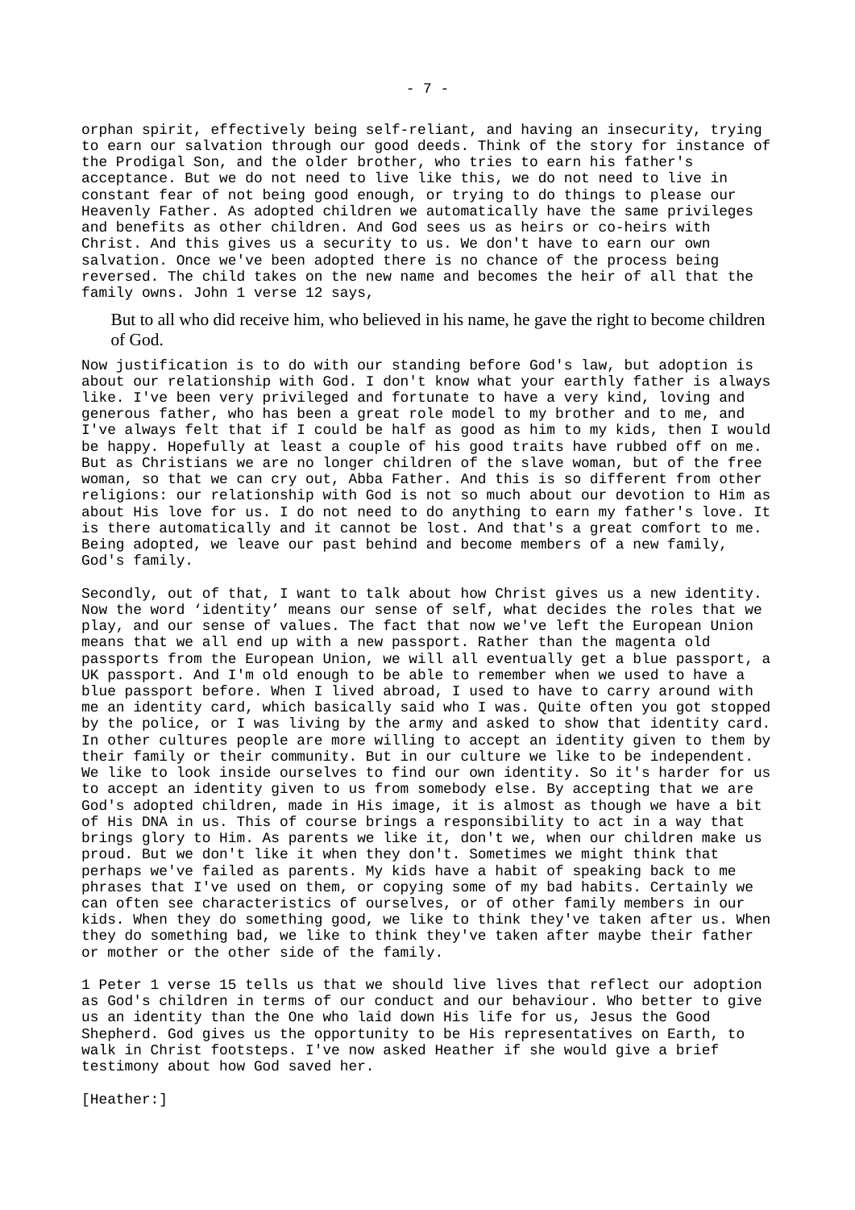orphan spirit, effectively being self-reliant, and having an insecurity, trying to earn our salvation through our good deeds. Think of the story for instance of the Prodigal Son, and the older brother, who tries to earn his father's acceptance. But we do not need to live like this, we do not need to live in constant fear of not being good enough, or trying to do things to please our Heavenly Father. As adopted children we automatically have the same privileges and benefits as other children. And God sees us as heirs or co-heirs with Christ. And this gives us a security to us. We don't have to earn our own salvation. Once we've been adopted there is no chance of the process being reversed. The child takes on the new name and becomes the heir of all that the family owns. John 1 verse 12 says,

> But to all who did receive him, who believed in his name, he gave the right to become children of God.

Now justification is to do with our standing before God's law, but adoption is about our relationship with God. I don't know what your earthly father is always like. I've been very privileged and fortunate to have a very kind, loving and generous father, who has been a great role model to my brother and to me, and I've always felt that if I could be half as good as him to my kids, then I would be happy. Hopefully at least a couple of his good traits have rubbed off on me. But as Christians we are no longer children of the slave woman, but of the free woman, so that we can cry out, Abba Father. And this is so different from other religions: our relationship with God is not so much about our devotion to Him as about His love for us. I do not need to do anything to earn my father's love. It is there automatically and it cannot be lost. And that's a great comfort to me. Being adopted, we leave our past behind and become members of a new family, God's family.

Secondly, out of that, I want to talk about how Christ gives us a new identity. Now the word 'identity' means our sense of self, what decides the roles that we play, and our sense of values. The fact that now we've left the European Union means that we all end up with a new passport. Rather than the magenta old passports from the European Union, we will all eventually get a blue passport, a UK passport. And I'm old enough to be able to remember when we used to have a blue passport before. When I lived abroad, I used to have to carry around with me an identity card, which basically said who I was. Quite often you got stopped by the police, or I was living by the army and asked to show that identity card. In other cultures people are more willing to accept an identity given to them by their family or their community. But in our culture we like to be independent. We like to look inside ourselves to find our own identity. So it's harder for us to accept an identity given to us from somebody else. By accepting that we are God's adopted children, made in His image, it is almost as though we have a bit of His DNA in us. This of course brings a responsibility to act in a way that brings glory to Him. As parents we like it, don't we, when our children make us proud. But we don't like it when they don't. Sometimes we might think that perhaps we've failed as parents. My kids have a habit of speaking back to me phrases that I've used on them, or copying some of my bad habits. Certainly we can often see characteristics of ourselves, or of other family members in our kids. When they do something good, we like to think they've taken after us. When they do something bad, we like to think they've taken after maybe their father or mother or the other side of the family.

1 Peter 1 verse 15 tells us that we should live lives that reflect our adoption as God's children in terms of our conduct and our behaviour. Who better to give us an identity than the One who laid down His life for us, Jesus the Good Shepherd. God gives us the opportunity to be His representatives on Earth, to walk in Christ footsteps. I've now asked Heather if she would give a brief testimony about how God saved her.

[Heather:]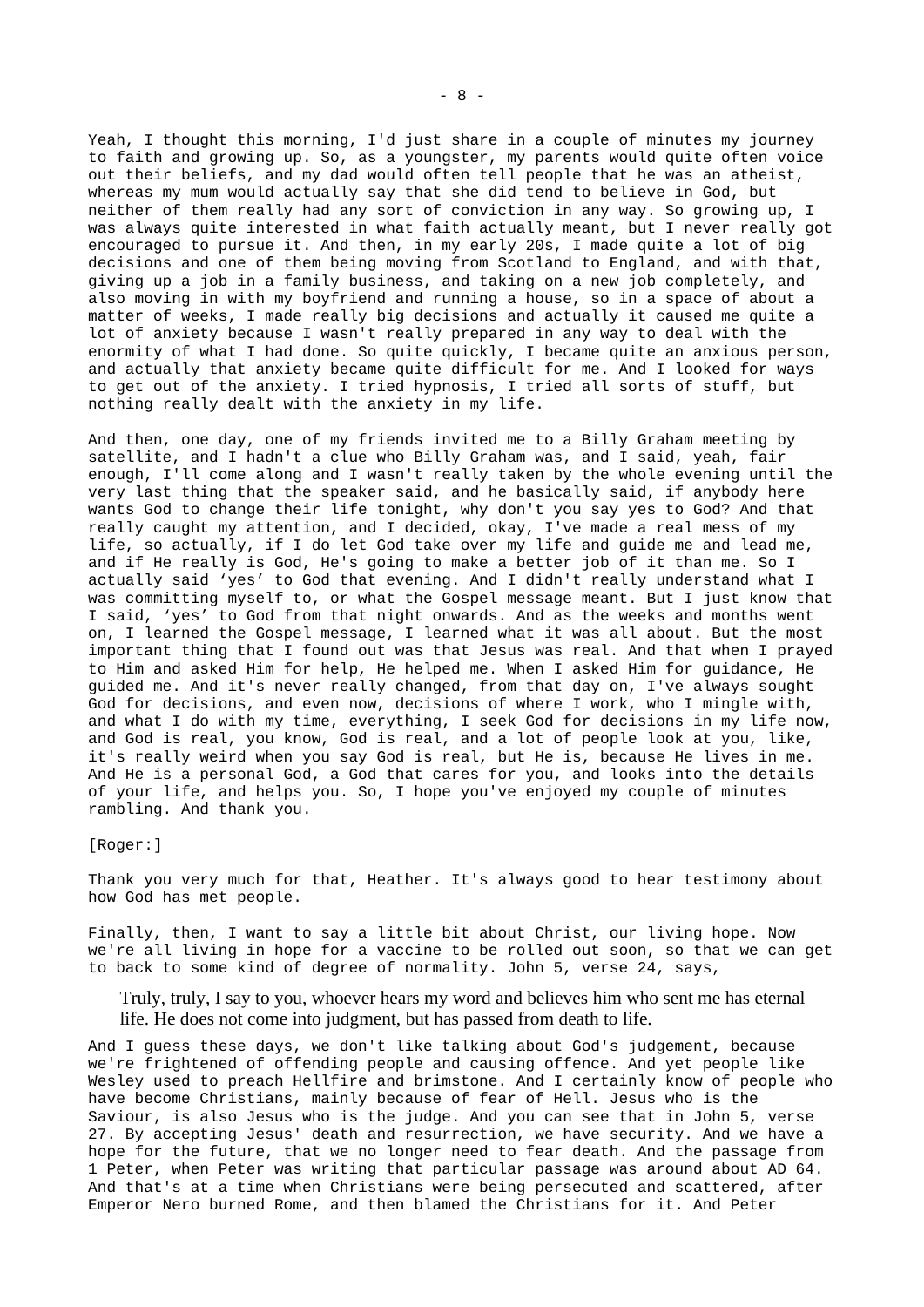Yeah, I thought this morning, I'd just share in a couple of minutes my journey to faith and growing up. So, as a youngster, my parents would quite often voice out their beliefs, and my dad would often tell people that he was an atheist, whereas my mum would actually say that she did tend to believe in God, but neither of them really had any sort of conviction in any way. So growing up, I was always quite interested in what faith actually meant, but I never really got encouraged to pursue it. And then, in my early 20s, I made quite a lot of big decisions and one of them being moving from Scotland to England, and with that, giving up a job in a family business, and taking on a new job completely, and also moving in with my boyfriend and running a house, so in a space of about a matter of weeks, I made really big decisions and actually it caused me quite a lot of anxiety because I wasn't really prepared in any way to deal with the enormity of what I had done. So quite quickly, I became quite an anxious person, and actually that anxiety became quite difficult for me. And I looked for ways to get out of the anxiety. I tried hypnosis, I tried all sorts of stuff, but nothing really dealt with the anxiety in my life.

And then, one day, one of my friends invited me to a Billy Graham meeting by satellite, and I hadn't a clue who Billy Graham was, and I said, yeah, fair enough, I'll come along and I wasn't really taken by the whole evening until the very last thing that the speaker said, and he basically said, if anybody here wants God to change their life tonight, why don't you say yes to God? And that really caught my attention, and I decided, okay, I've made a real mess of my life, so actually, if I do let God take over my life and guide me and lead me, and if He really is God, He's going to make a better job of it than me. So I actually said 'yes' to God that evening. And I didn't really understand what I was committing myself to, or what the Gospel message meant. But I just know that I said, 'yes' to God from that night onwards. And as the weeks and months went on, I learned the Gospel message, I learned what it was all about. But the most important thing that I found out was that Jesus was real. And that when I prayed to Him and asked Him for help, He helped me. When I asked Him for guidance, He guided me. And it's never really changed, from that day on, I've always sought God for decisions, and even now, decisions of where I work, who I mingle with, and what I do with my time, everything, I seek God for decisions in my life now, and God is real, you know, God is real, and a lot of people look at you, like, it's really weird when you say God is real, but He is, because He lives in me. And He is a personal God, a God that cares for you, and looks into the details of your life, and helps you. So, I hope you've enjoyed my couple of minutes rambling. And thank you.

[Roger:]

Thank you very much for that, Heather. It's always good to hear testimony about how God has met people.

Finally, then, I want to say a little bit about Christ, our living hope. Now we're all living in hope for a vaccine to be rolled out soon, so that we can get to back to some kind of degree of normality. John 5, verse 24, says,

> Truly, truly, I say to you, whoever hears my word and believes him who sent me has eternal life. He does not come into judgment, but has passed from death to life.

And I guess these days, we don't like talking about God's judgement, because we're frightened of offending people and causing offence. And yet people like Wesley used to preach Hellfire and brimstone. And I certainly know of people who have become Christians, mainly because of fear of Hell. Jesus who is the Saviour, is also Jesus who is the judge. And you can see that in John 5, verse 27. By accepting Jesus' death and resurrection, we have security. And we have a hope for the future, that we no longer need to fear death. And the passage from 1 Peter, when Peter was writing that particular passage was around about AD 64. And that's at a time when Christians were being persecuted and scattered, after Emperor Nero burned Rome, and then blamed the Christians for it. And Peter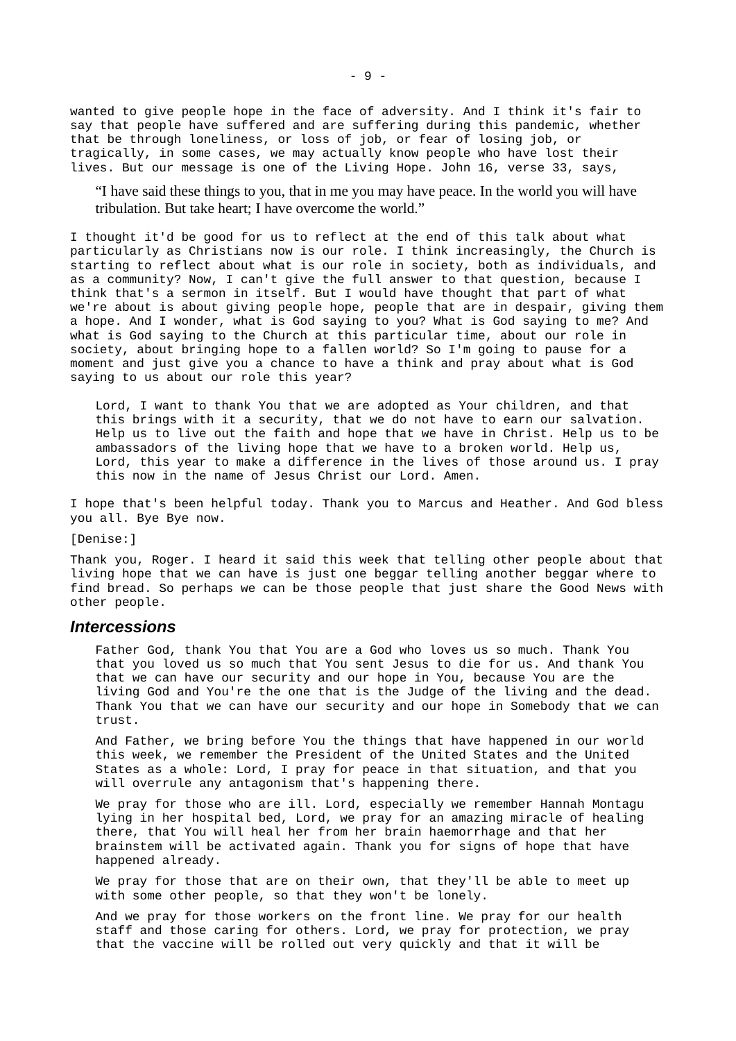wanted to give people hope in the face of adversity. And I think it's fair to say that people have suffered and are suffering during this pandemic, whether that be through loneliness, or loss of job, or fear of losing job, or tragically, in some cases, we may actually know people who have lost their lives. But our message is one of the Living Hope. John 16, verse 33, says,

> "I have said these things to you, that in me you may have peace. In the world you will have tribulation. But take heart; I have overcome the world."

I thought it'd be good for us to reflect at the end of this talk about what particularly as Christians now is our role. I think increasingly, the Church is starting to reflect about what is our role in society, both as individuals, and as a community? Now, I can't give the full answer to that question, because I think that's a sermon in itself. But I would have thought that part of what we're about is about giving people hope, people that are in despair, giving them a hope. And I wonder, what is God saying to you? What is God saying to me? And what is God saying to the Church at this particular time, about our role in society, about bringing hope to a fallen world? So I'm going to pause for a moment and just give you a chance to have a think and pray about what is God saying to us about our role this year?

> Lord, I want to thank You that we are adopted as Your children, and that this brings with it a security, that we do not have to earn our salvation. Help us to live out the faith and hope that we have in Christ. Help us to be ambassadors of the living hope that we have to a broken world. Help us, Lord, this year to make a difference in the lives of those around us. I pray this now in the name of Jesus Christ our Lord. Amen.

I hope that's been helpful today. Thank you to Marcus and Heather. And God bless you all. Bye Bye now.

[Denise:]

Thank you, Roger. I heard it said this week that telling other people about that living hope that we can have is just one beggar telling another beggar where to find bread. So perhaps we can be those people that just share the Good News with other people.

## *Intercessions*

> Father God, thank You that You are a God who loves us so much. Thank You that you loved us so much that You sent Jesus to die for us. And thank You that we can have our security and our hope in You, because You are the living God and You're the one that is the Judge of the living and the dead. Thank You that we can have our security and our hope in Somebody that we can trust.
>
> And Father, we bring before You the things that have happened in our world this week, we remember the President of the United States and the United States as a whole: Lord, I pray for peace in that situation, and that you will overrule any antagonism that's happening there.
>
> We pray for those who are ill. Lord, especially we remember Hannah Montagu lying in her hospital bed, Lord, we pray for an amazing miracle of healing there, that You will heal her from her brain haemorrhage and that her brainstem will be activated again. Thank you for signs of hope that have happened already.
>
> We pray for those that are on their own, that they'll be able to meet up with some other people, so that they won't be lonely.
>
> And we pray for those workers on the front line. We pray for our health staff and those caring for others. Lord, we pray for protection, we pray that the vaccine will be rolled out very quickly and that it will be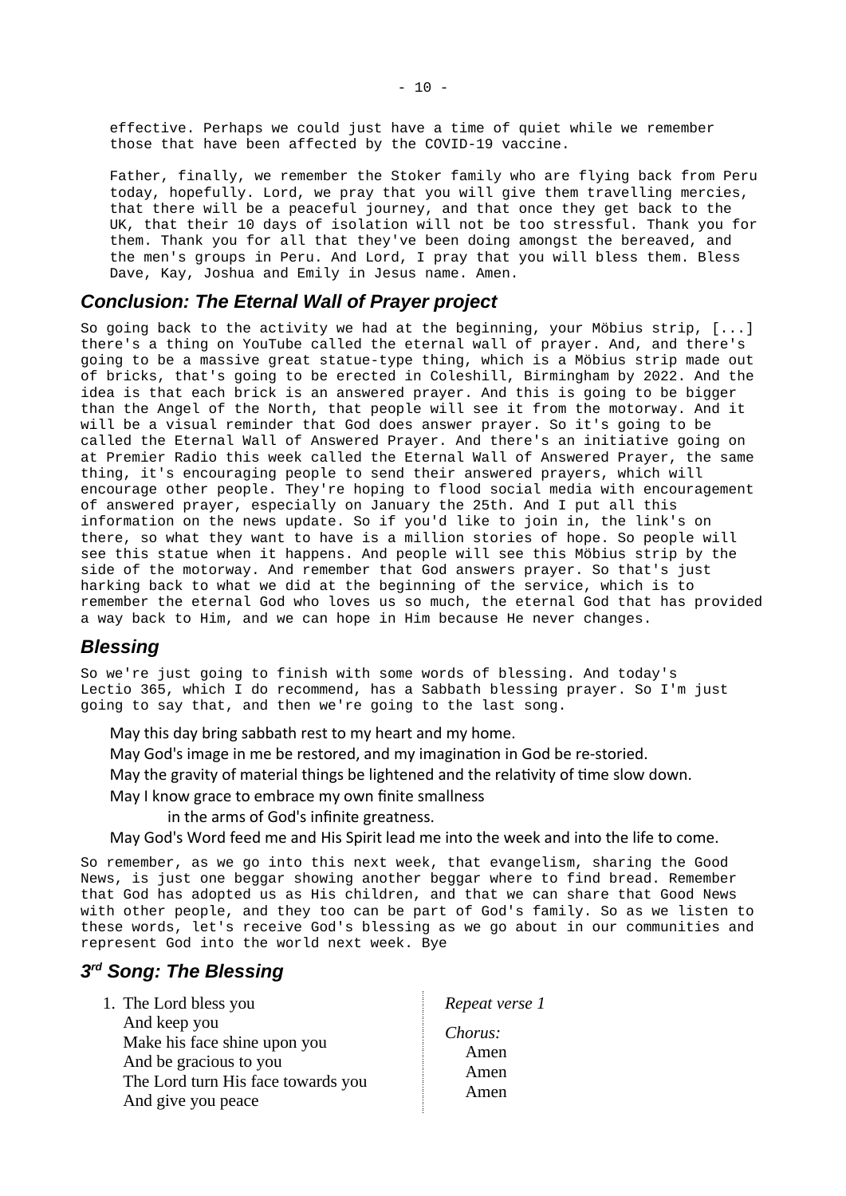effective. Perhaps we could just have a time of quiet while we remember those that have been affected by the COVID-19 vaccine.

Father, finally, we remember the Stoker family who are flying back from Peru today, hopefully. Lord, we pray that you will give them travelling mercies, that there will be a peaceful journey, and that once they get back to the UK, that their 10 days of isolation will not be too stressful. Thank you for them. Thank you for all that they've been doing amongst the bereaved, and the men's groups in Peru. And Lord, I pray that you will bless them. Bless Dave, Kay, Joshua and Emily in Jesus name. Amen.

## *Conclusion: The Eternal Wall of Prayer project*

So going back to the activity we had at the beginning, your Möbius strip, [...] there's a thing on YouTube called the eternal wall of prayer. And, and there's going to be a massive great statue-type thing, which is a Möbius strip made out of bricks, that's going to be erected in Coleshill, Birmingham by 2022. And the idea is that each brick is an answered prayer. And this is going to be bigger than the Angel of the North, that people will see it from the motorway. And it will be a visual reminder that God does answer prayer. So it's going to be called the Eternal Wall of Answered Prayer. And there's an initiative going on at Premier Radio this week called the Eternal Wall of Answered Prayer, the same thing, it's encouraging people to send their answered prayers, which will encourage other people. They're hoping to flood social media with encouragement of answered prayer, especially on January the 25th. And I put all this information on the news update. So if you'd like to join in, the link's on there, so what they want to have is a million stories of hope. So people will see this statue when it happens. And people will see this Möbius strip by the side of the motorway. And remember that God answers prayer. So that's just harking back to what we did at the beginning of the service, which is to remember the eternal God who loves us so much, the eternal God that has provided a way back to Him, and we can hope in Him because He never changes.

## *Blessing*

So we're just going to finish with some words of blessing. And today's Lectio 365, which I do recommend, has a Sabbath blessing prayer. So I'm just going to say that, and then we're going to the last song.

May this day bring sabbath rest to my heart and my home.
May God's image in me be restored, and my imagination in God be re-storied.
May the gravity of material things be lightened and the relativity of time slow down.
May I know grace to embrace my own finite smallness
    in the arms of God's infinite greatness.
May God's Word feed me and His Spirit lead me into the week and into the life to come.

So remember, as we go into this next week, that evangelism, sharing the Good News, is just one beggar showing another beggar where to find bread. Remember that God has adopted us as His children, and that we can share that Good News with other people, and they too can be part of God's family. So as we listen to these words, let's receive God's blessing as we go about in our communities and represent God into the world next week. Bye

## *3rd Song: The Blessing*

1. The Lord bless you
   And keep you
   Make his face shine upon you
   And be gracious to you
   The Lord turn His face towards you
   And give you peace

*Repeat verse 1*

*Chorus:*
Amen
Amen
Amen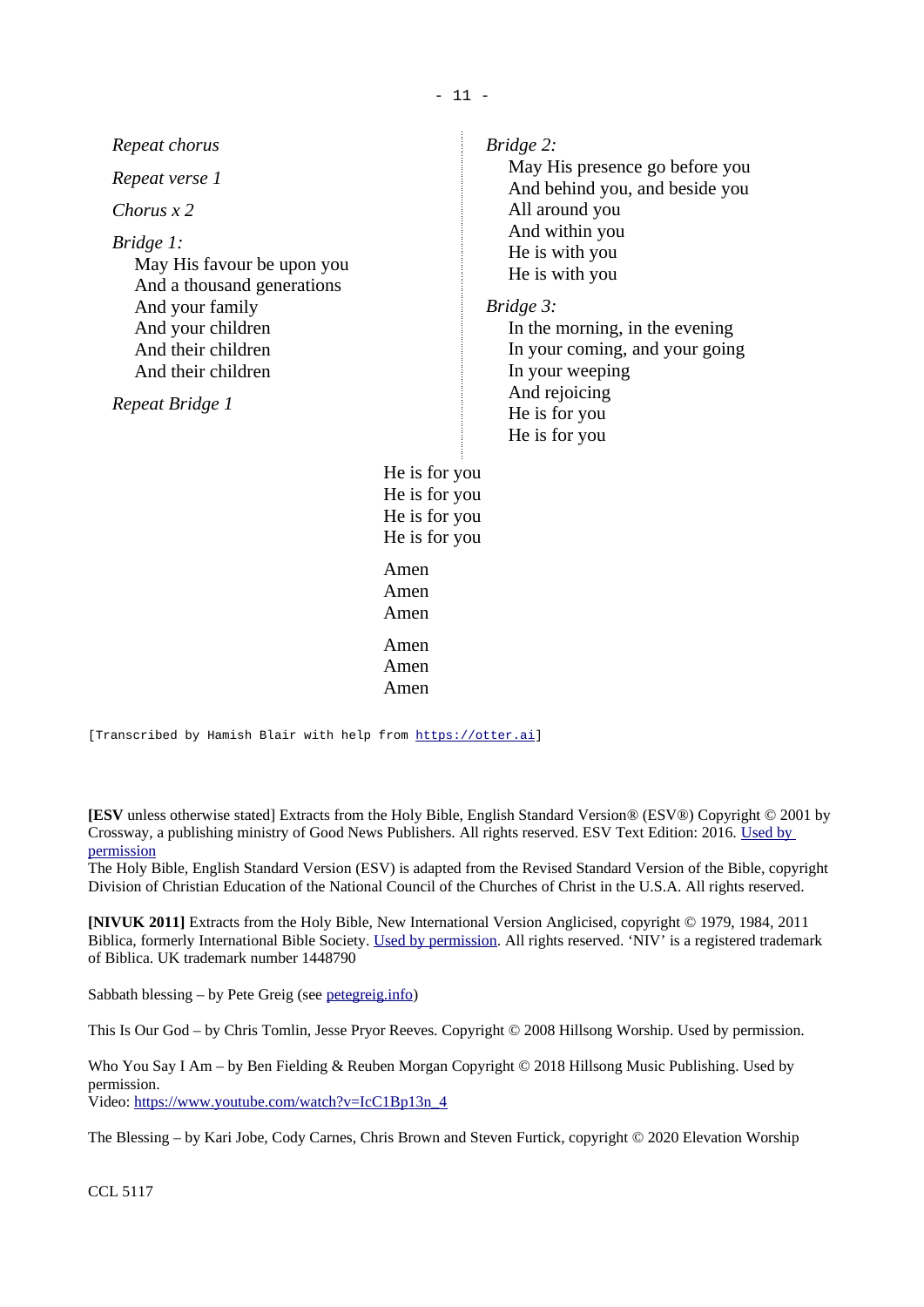*Repeat chorus*

*Repeat verse 1*

*Chorus x 2*

*Bridge 1:*

May His favour be upon you
And a thousand generations
And your family
And your children
And their children
And their children

*Repeat Bridge 1*

*Bridge 2:*

May His presence go before you
And behind you, and beside you
All around you
And within you
He is with you
He is with you

*Bridge 3:*

In the morning, in the evening
In your coming, and your going
In your weeping
And rejoicing
He is for you
He is for you

He is for you
He is for you
He is for you
He is for you

Amen
Amen
Amen

Amen
Amen
Amen

[Transcribed by Hamish Blair with help from https://otter.ai]

**[ESV** unless otherwise stated] Extracts from the Holy Bible, English Standard Version® (ESV®) Copyright © 2001 by Crossway, a publishing ministry of Good News Publishers. All rights reserved. ESV Text Edition: 2016. Used by permission
The Holy Bible, English Standard Version (ESV) is adapted from the Revised Standard Version of the Bible, copyright Division of Christian Education of the National Council of the Churches of Christ in the U.S.A. All rights reserved.

**[NIVUK 2011]** Extracts from the Holy Bible, New International Version Anglicised, copyright © 1979, 1984, 2011 Biblica, formerly International Bible Society. Used by permission. All rights reserved. 'NIV' is a registered trademark of Biblica. UK trademark number 1448790

Sabbath blessing – by Pete Greig (see petegreig.info)

This Is Our God – by Chris Tomlin, Jesse Pryor Reeves. Copyright © 2008 Hillsong Worship. Used by permission.

Who You Say I Am – by Ben Fielding & Reuben Morgan Copyright © 2018 Hillsong Music Publishing. Used by permission.
Video: https://www.youtube.com/watch?v=IcC1Bp13n_4

The Blessing – by Kari Jobe, Cody Carnes, Chris Brown and Steven Furtick, copyright © 2020 Elevation Worship

CCL 5117